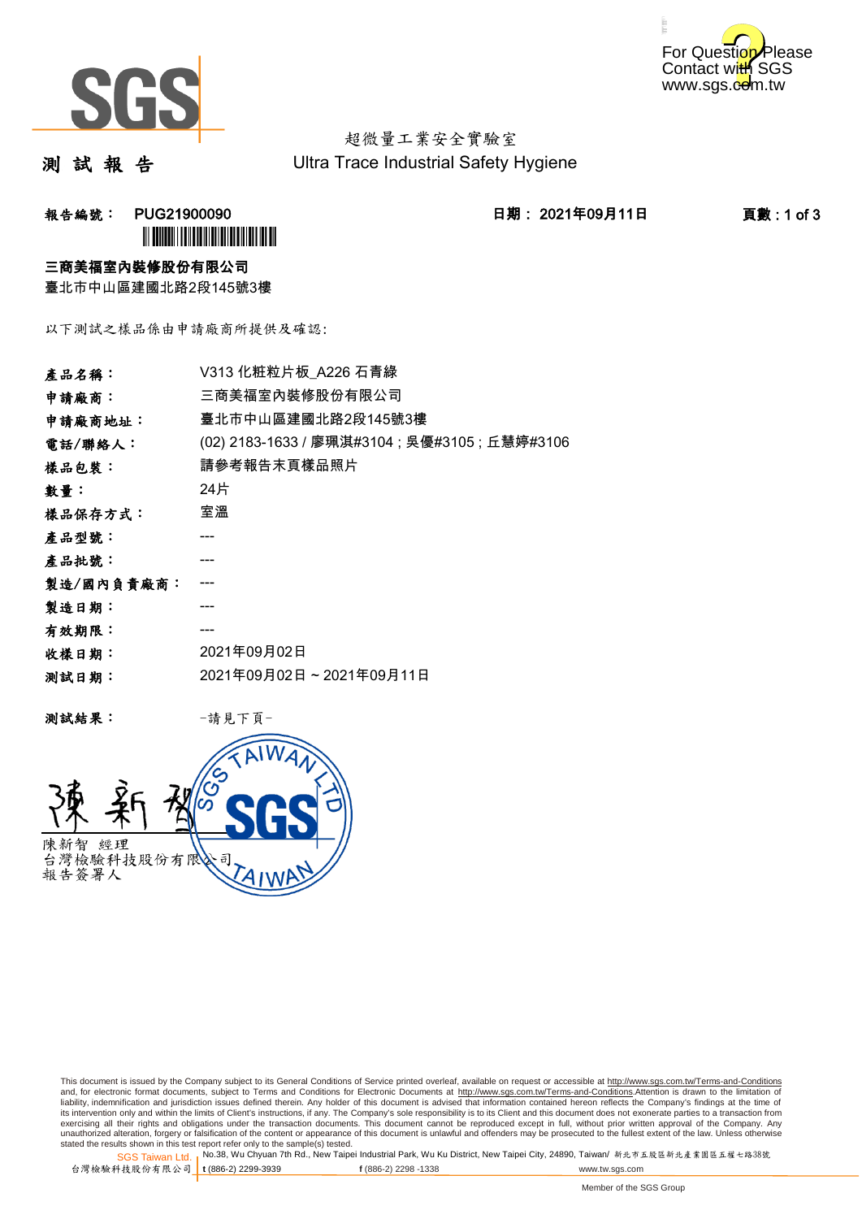For Question Please Contact with SGS www.sgs.com.tw

超微量工業安全實驗室
Ultra Trace Industrial Safety Hygiene

# 測 試 報 告

**報告編號： PUG21900090**　　**日期： 2021年09月11日**　　**頁數 : 1 of 3**

**三商美福室內裝修股份有限公司**
臺北市中山區建國北路2段145號3樓

以下測試之樣品係由申請廠商所提供及確認:

| | |
|---|---|
| **產品名稱：** | V313 化粧粒片板_A226 石青綠 |
| **申請廠商：** | 三商美福室內裝修股份有限公司 |
| **申請廠商地址：** | 臺北市中山區建國北路2段145號3樓 |
| **電話/聯絡人：** | (02) 2183-1633 / 廖珮淇#3104 ; 吳優#3105 ; 丘慧婷#3106 |
| **樣品包裝：** | 請參考報告末頁樣品照片 |
| **數量：** | 24片 |
| **樣品保存方式：** | 室溫 |
| **產品型號：** | --- |
| **產品批號：** | --- |
| **製造/國內負責廠商：** | --- |
| **製造日期：** | --- |
| **有效期限：** | --- |
| **收樣日期：** | 2021年09月02日 |
| **測試日期：** | 2021年09月02日 ~ 2021年09月11日 |

**測試結果：**　　-請見下頁-

陳新智　經理
台灣檢驗科技股份有限公司
報告簽署人

This document is issued by the Company subject to its General Conditions of Service printed overleaf, available on request or accessible at http://www.sgs.com.tw/Terms-and-Conditions and, for electronic format documents, subject to Terms and Conditions for Electronic Documents at http://www.sgs.com.tw/Terms-and-Conditions.Attention is drawn to the limitation of liability, indemnification and jurisdiction issues defined therein. Any holder of this document is advised that information contained hereon reflects the Company's findings at the time of its intervention only and within the limits of Client's instructions, if any. The Company's sole responsibility is to its Client and this document does not exonerate parties to a transaction from exercising all their rights and obligations under the transaction documents. This document cannot be reproduced except in full, without prior written approval of the Company. Any unauthorized alteration, forgery or falsification of the content or appearance of this document is unlawful and offenders may be prosecuted to the fullest extent of the law. Unless otherwise stated the results shown in this test report refer only to the sample(s) tested.

SGS Taiwan Ltd. 台灣檢驗科技股份有限公司 | No.38, Wu Chyuan 7th Rd., New Taipei Industrial Park, Wu Ku District, New Taipei City, 24890, Taiwan/ 新北市五股區新北產業園區五權七路38號 t (886-2) 2299-3939 f (886-2) 2298 -1338 www.tw.sgs.com

Member of the SGS Group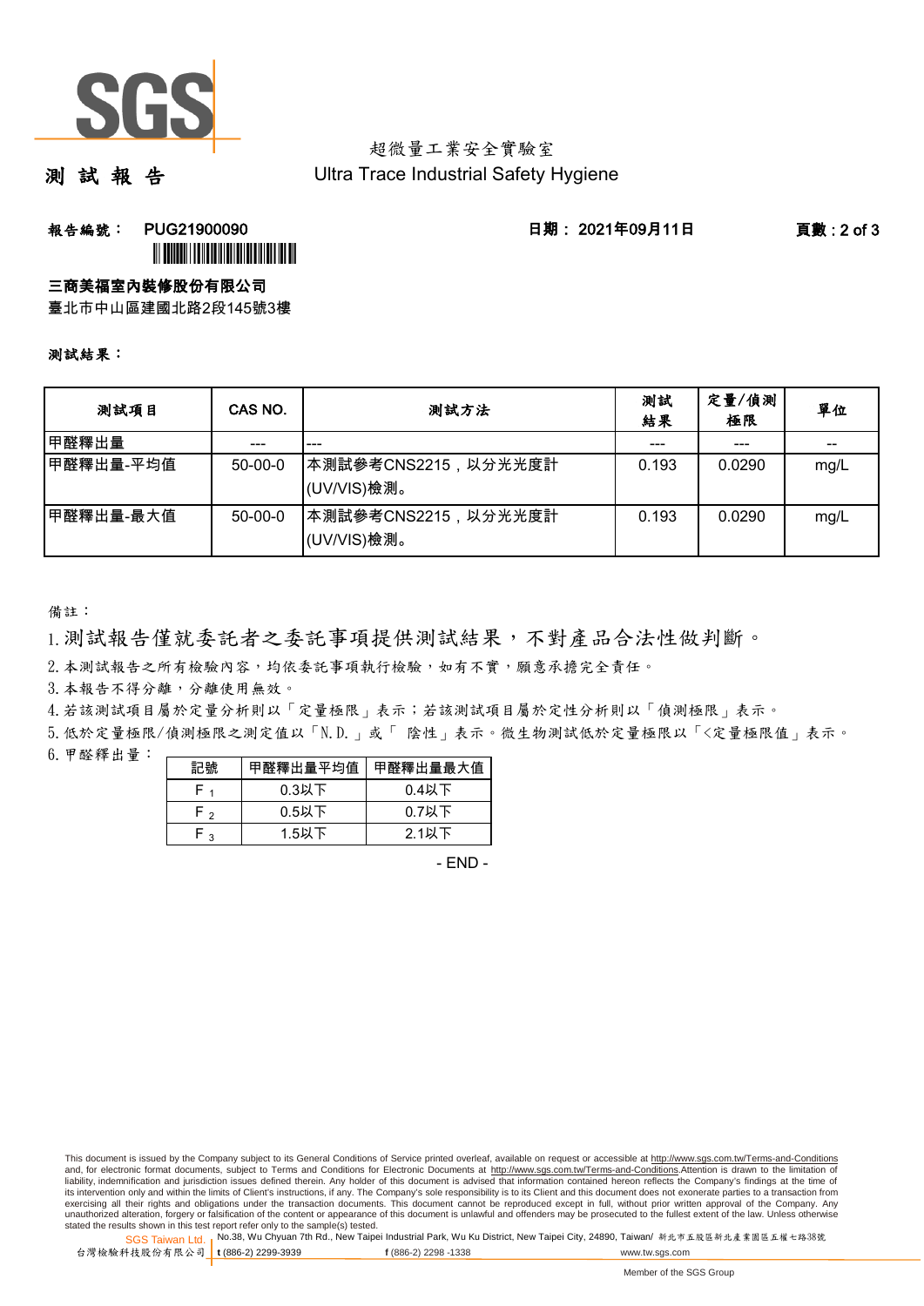超微量工業安全實驗室
Ultra Trace Industrial Safety Hygiene

# 測 試 報 告

**報告編號：** PUG21900090　　**日期：** 2021年09月11日

**三商美福室內裝修股份有限公司**
臺北市中山區建國北路2段145號3樓

**測試結果：**

| 測試項目 | CAS NO. | 測試方法 | 測試結果 | 定量/偵測極限 | 單位 |
|---|---|---|---|---|---|
| 甲醛釋出量 | --- | --- | --- | --- | -- |
| 甲醛釋出量-平均值 | 50-00-0 | 本測試參考CNS2215，以分光光度計(UV/VIS)檢測。 | 0.193 | 0.0290 | mg/L |
| 甲醛釋出量-最大值 | 50-00-0 | 本測試參考CNS2215，以分光光度計(UV/VIS)檢測。 | 0.193 | 0.0290 | mg/L |

備註：

1. 測試報告僅就委託者之委託事項提供測試結果，不對產品合法性做判斷。
2. 本測試報告之所有檢驗內容，均依委託事項執行檢驗，如有不實，願意承擔完全責任。
3. 本報告不得分離，分離使用無效。
4. 若該測試項目屬於定量分析則以「定量極限」表示；若該測試項目屬於定性分析則以「偵測極限」表示。
5. 低於定量極限/偵測極限之測定值以「N.D.」或「 陰性」表示。微生物測試低於定量極限以「<定量極限值」表示。
6. 甲醛釋出量：

| 記號 | 甲醛釋出量平均值 | 甲醛釋出量最大值 |
|---|---|---|
| $F_1$ | 0.3以下 | 0.4以下 |
| $F_2$ | 0.5以下 | 0.7以下 |
| $F_3$ | 1.5以下 | 2.1以下 |

- END -

This document is issued by the Company subject to its General Conditions of Service printed overleaf, available on request or accessible at http://www.sgs.com.tw/Terms-and-Conditions and, for electronic format documents, subject to Terms and Conditions for Electronic Documents at http://www.sgs.com.tw/Terms-and-Conditions.Attention is drawn to the limitation of liability, indemnification and jurisdiction issues defined therein. Any holder of this document is advised that information contained hereon reflects the Company's findings at the time of its intervention only and within the limits of Client's instructions, if any. The Company's sole responsibility is to its Client and this document does not exonerate parties to a transaction from exercising all their rights and obligations under the transaction documents. This document cannot be reproduced except in full, without prior written approval of the Company. Any unauthorized alteration, forgery or falsification of the content or appearance of this document is unlawful and offenders may be prosecuted to the fullest extent of the law. Unless otherwise stated the results shown in this test report refer only to the sample(s) tested.

SGS Taiwan Ltd. 台灣檢驗科技股份有限公司 | No.38, Wu Chyuan 7th Rd., New Taipei Industrial Park, Wu Ku District, New Taipei City, 24890, Taiwan/ 新北市五股區新北產業園區五權七路38號 | t (886-2) 2299-3939 f (886-2) 2298 -1338 www.tw.sgs.com

Member of the SGS Group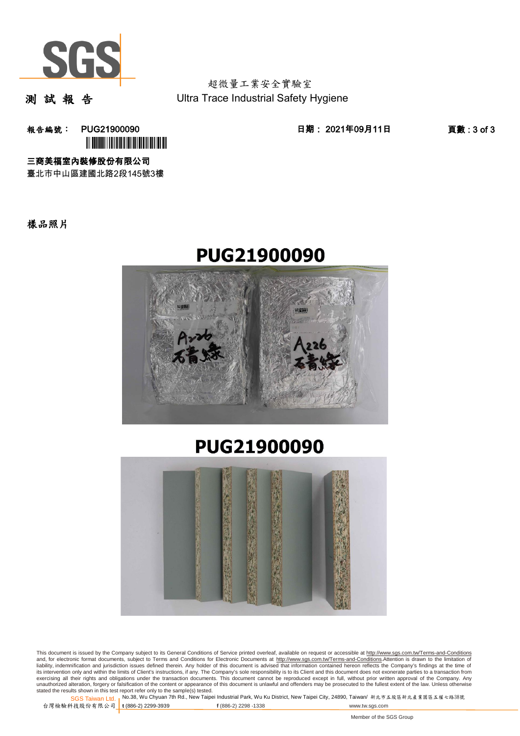超微量工業安全實驗室

# 測 試 報 告

Ultra Trace Industrial Safety Hygiene

**報告編號：** PUG21900090　　　**日期：** 2021年09月11日

**三商美福室內裝修股份有限公司**

臺北市中山區建國北路2段145號3樓

**樣品照片**

**PUG21900090**

**PUG21900090**

This document is issued by the Company subject to its General Conditions of Service printed overleaf, available on request or accessible at http://www.sgs.com.tw/Terms-and-Conditions and, for electronic format documents, subject to Terms and Conditions for Electronic Documents at http://www.sgs.com.tw/Terms-and-Conditions.Attention is drawn to the limitation of liability, indemnification and jurisdiction issues defined therein. Any holder of this document is advised that information contained hereon reflects the Company's findings at the time of its intervention only and within the limits of Client's instructions, if any. The Company's sole responsibility is to its Client and this document does not exonerate parties to a transaction from exercising all their rights and obligations under the transaction documents. This document cannot be reproduced except in full, without prior written approval of the Company. Any unauthorized alteration, forgery or falsification of the content or appearance of this document is unlawful and offenders may be prosecuted to the fullest extent of the law. Unless otherwise stated the results shown in this test report refer only to the sample(s) tested.

SGS Taiwan Ltd. 台灣檢驗科技股份有限公司 | No.38, Wu Chyuan 7th Rd., New Taipei Industrial Park, Wu Ku District, New Taipei City, 24890, Taiwan/ 新北市五股區新北產業園區五權七路38號 | t (886-2) 2299-3939 f (886-2) 2298 -1338 www.tw.sgs.com

Member of the SGS Group